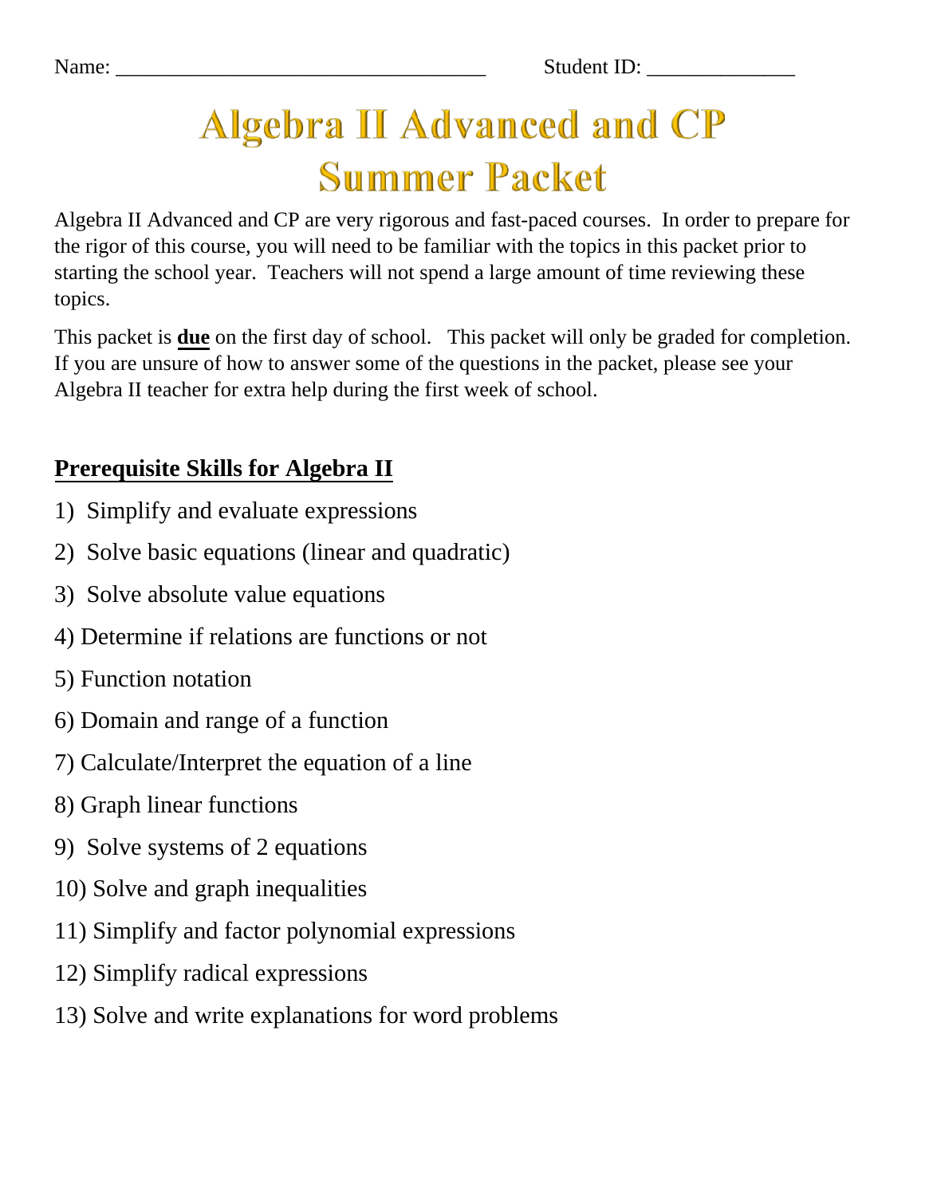Name: ___________________________________ Student ID: ______________

# Algebra II Advanced and CP Summer Packet

Algebra II Advanced and CP are very rigorous and fast-paced courses. In order to prepare for the rigor of this course, you will need to be familiar with the topics in this packet prior to starting the school year. Teachers will not spend a large amount of time reviewing these topics.

This packet is **due** on the first day of school. This packet will only be graded for completion. If you are unsure of how to answer some of the questions in the packet, please see your Algebra II teacher for extra help during the first week of school.

## Prerequisite Skills for Algebra II

1) Simplify and evaluate expressions
2) Solve basic equations (linear and quadratic)
3) Solve absolute value equations
4) Determine if relations are functions or not
5) Function notation
6) Domain and range of a function
7) Calculate/Interpret the equation of a line
8) Graph linear functions
9) Solve systems of 2 equations
10) Solve and graph inequalities
11) Simplify and factor polynomial expressions
12) Simplify radical expressions
13) Solve and write explanations for word problems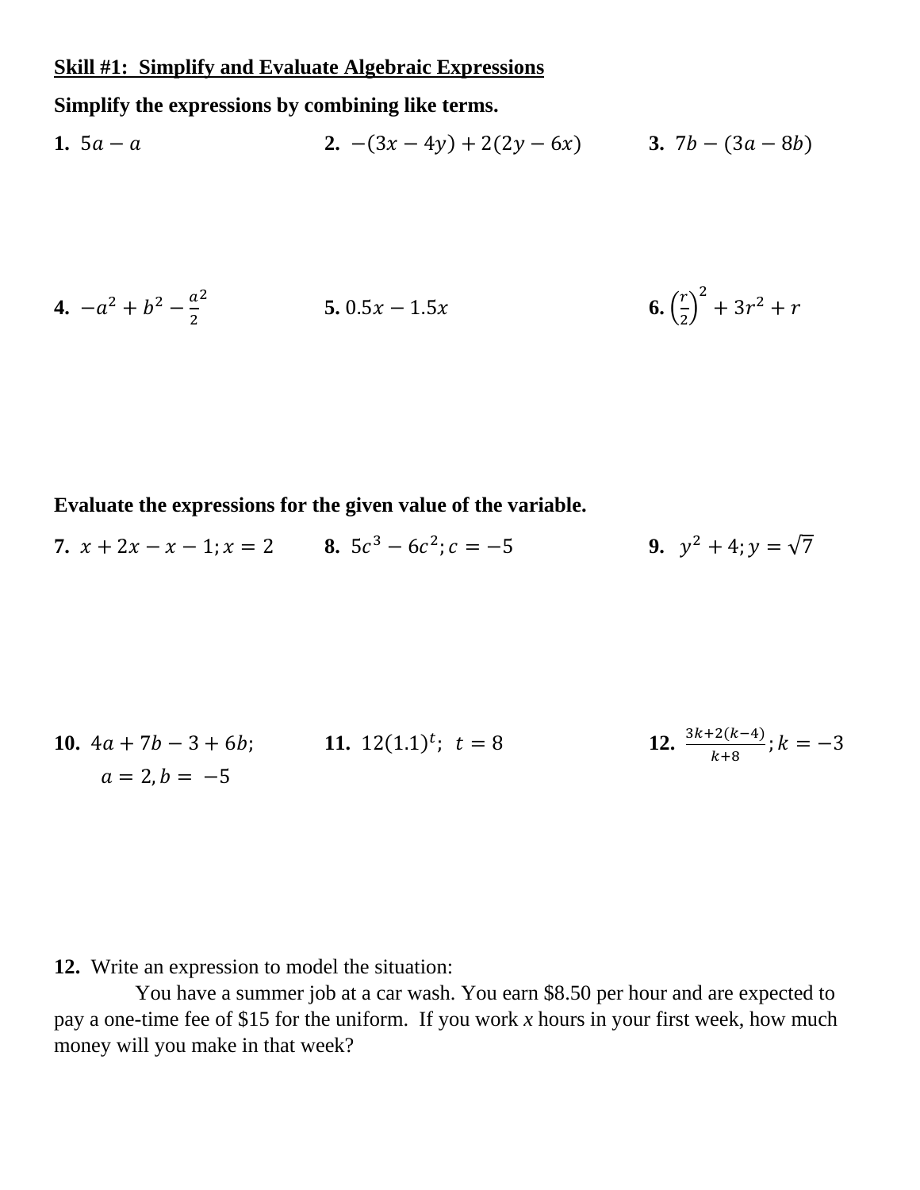## Skill #1: Simplify and Evaluate Algebraic Expressions

**Simplify the expressions by combining like terms.**

**1.** $5a - a$

**2.** $-(3x - 4y) + 2(2y - 6x)$

**3.** $7b - (3a - 8b)$

**4.** $-a^2 + b^2 - \frac{a^2}{2}$

**5.** $0.5x - 1.5x$

**6.** $\left(\frac{r}{2}\right)^2 + 3r^2 + r$

**Evaluate the expressions for the given value of the variable.**

**7.** $x + 2x - x - 1; x = 2$

**8.** $5c^3 - 6c^2; c = -5$

**9.** $y^2 + 4; y = \sqrt{7}$

**10.** $4a + 7b - 3 + 6b;$
$a = 2, b = -5$

**11.** $12(1.1)^t;\ t = 8$

**12.** $\frac{3k+2(k-4)}{k+8}; k = -3$

**12.** Write an expression to model the situation:

You have a summer job at a car wash. You earn $8.50 per hour and are expected to pay a one-time fee of $15 for the uniform. If you work *x* hours in your first week, how much money will you make in that week?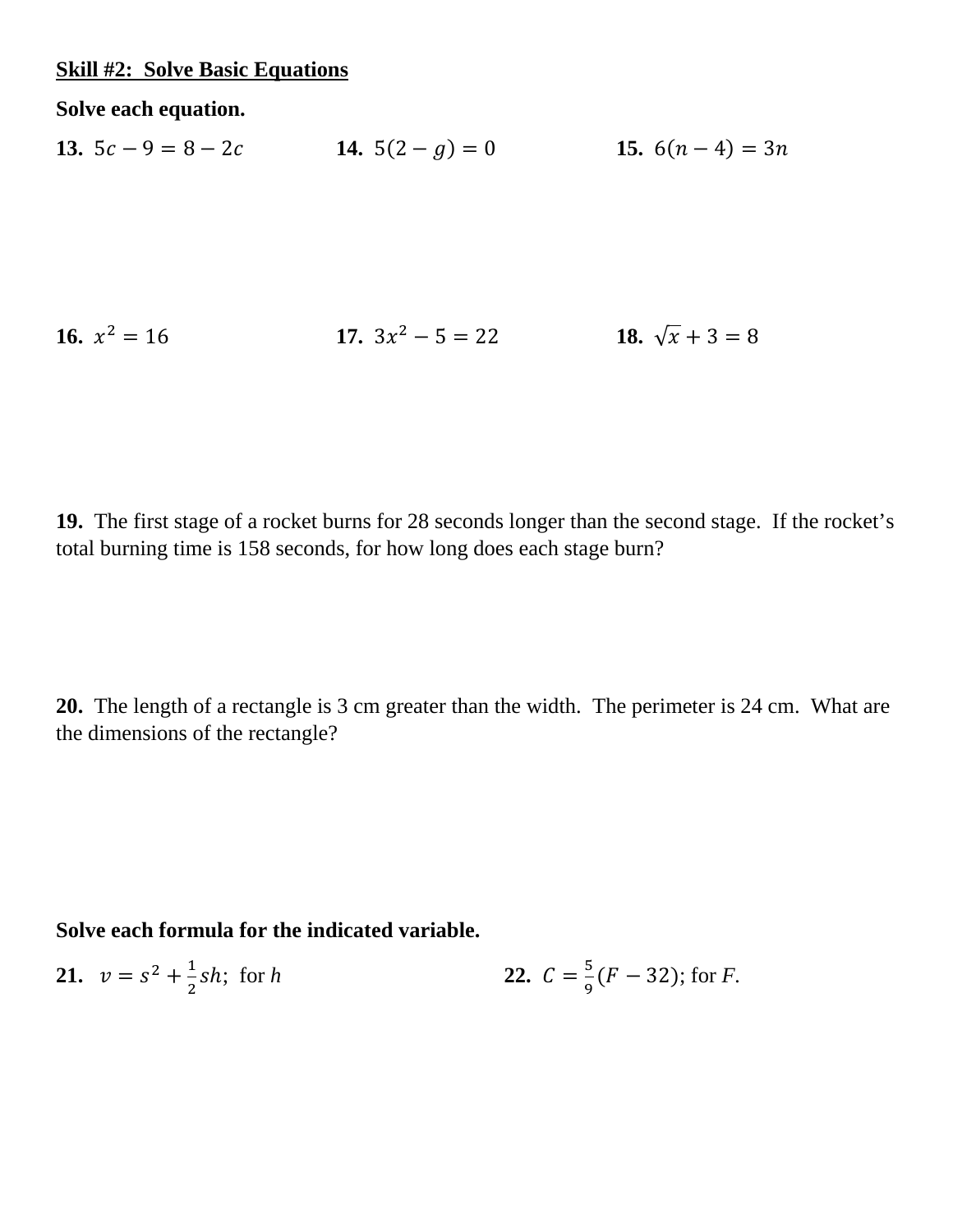**Skill #2: Solve Basic Equations**

**Solve each equation.**

**13.** $5c - 9 = 8 - 2c$

**14.** $5(2 - g) = 0$

**15.** $6(n - 4) = 3n$

**16.** $x^2 = 16$

**17.** $3x^2 - 5 = 22$

**18.** $\sqrt{x} + 3 = 8$

**19.** The first stage of a rocket burns for 28 seconds longer than the second stage. If the rocket's total burning time is 158 seconds, for how long does each stage burn?

**20.** The length of a rectangle is 3 cm greater than the width. The perimeter is 24 cm. What are the dimensions of the rectangle?

**Solve each formula for the indicated variable.**

**21.** $v = s^2 + \frac{1}{2}sh$; for $h$

**22.** $C = \frac{5}{9}(F - 32)$; for $F$.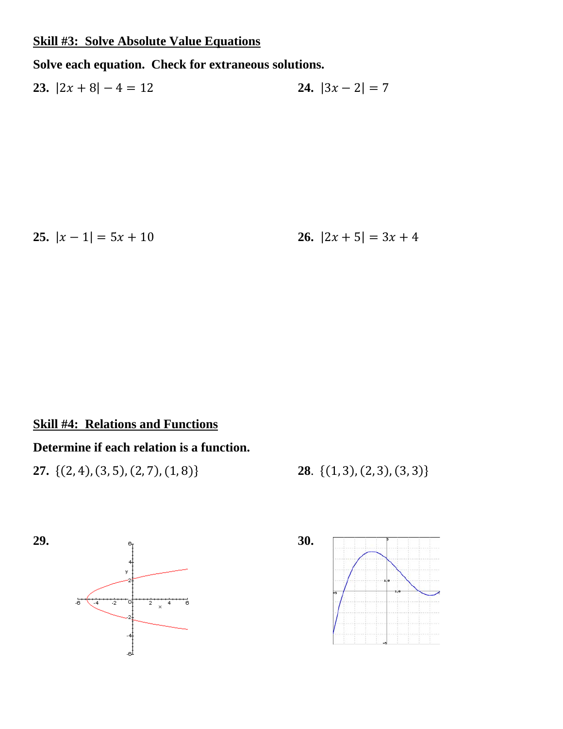## Skill #3: Solve Absolute Value Equations

**Solve each equation. Check for extraneous solutions.**

**23.** $|2x+8|-4=12$

**24.** $|3x-2|=7$

**25.** $|x-1|=5x+10$

**26.** $|2x+5|=3x+4$

## Skill #4: Relations and Functions

**Determine if each relation is a function.**

**27.** $\{(2,4),(3,5),(2,7),(1,8)\}$

**28**. $\{(1,3),(2,3),(3,3)\}$

**29.**

**30.**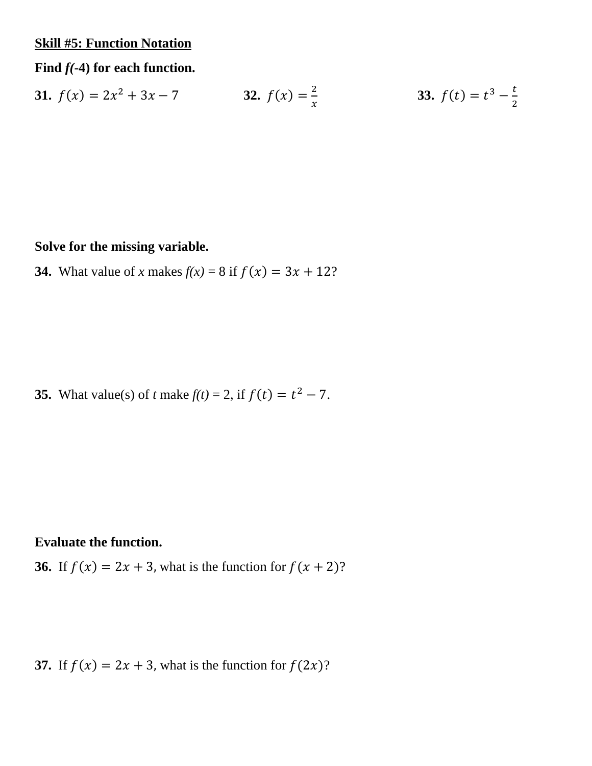**Skill #5: Function Notation**

**Find *f*(-4) for each function.**

**31.** $f(x) = 2x^2 + 3x - 7$

**32.** $f(x) = \frac{2}{x}$

**33.** $f(t) = t^3 - \frac{t}{2}$

**Solve for the missing variable.**

**34.** What value of *x* makes *f(x)* = 8 if $f(x) = 3x + 12$?

**35.** What value(s) of *t* make *f(t)* = 2, if $f(t) = t^2 - 7$.

**Evaluate the function.**

**36.** If $f(x) = 2x + 3$, what is the function for $f(x + 2)$?

**37.** If $f(x) = 2x + 3$, what is the function for $f(2x)$?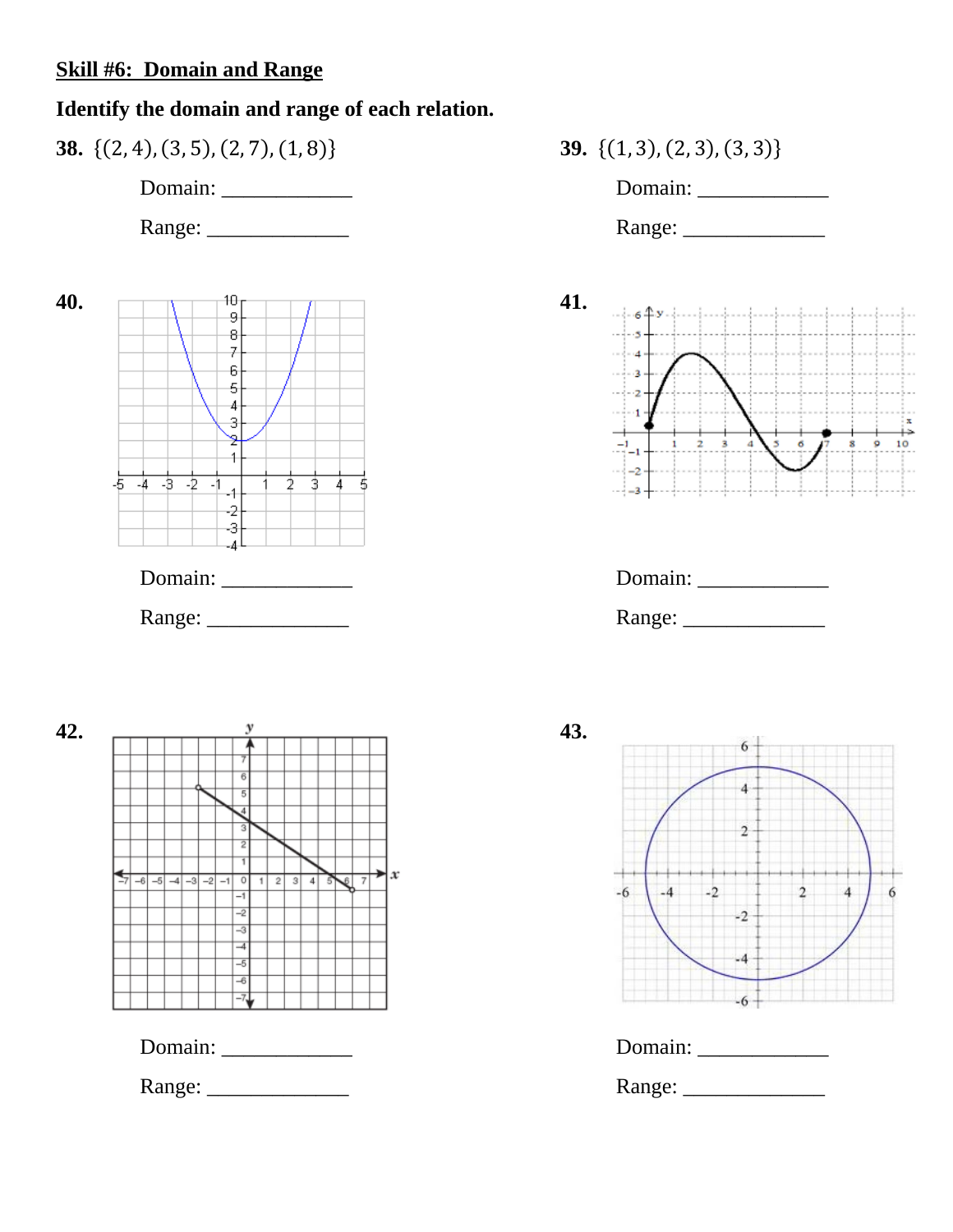**Skill #6: Domain and Range**

**Identify the domain and range of each relation.**

**38.** $\{(2, 4), (3, 5), (2, 7), (1, 8)\}$

Domain: ____________

Range: _____________

**39.** $\{(1, 3), (2, 3), (3, 3)\}$

Domain: ____________

Range: _____________

**40.**

Domain: ____________

Range: _____________

**41.**

Domain: ____________

Range: _____________

**42.**

Domain: ____________

Range: _____________

**43.**

Domain: ____________

Range: _____________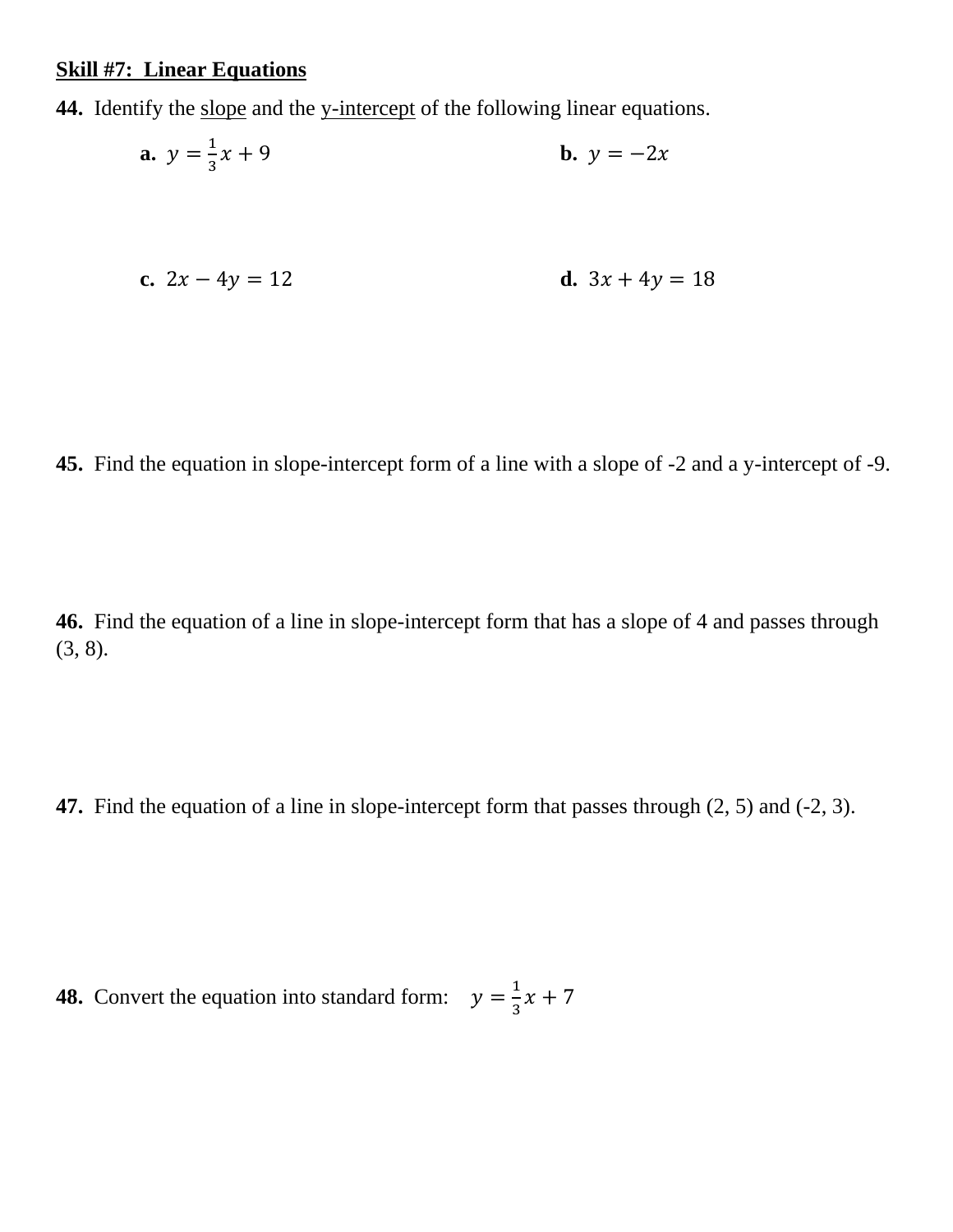**Skill #7: Linear Equations**

**44.** Identify the slope and the y-intercept of the following linear equations.

**a.** $y = \frac{1}{3}x + 9$

**b.** $y = -2x$

**c.** $2x - 4y = 12$

**d.** $3x + 4y = 18$

**45.** Find the equation in slope-intercept form of a line with a slope of -2 and a y-intercept of -9.

**46.** Find the equation of a line in slope-intercept form that has a slope of 4 and passes through (3, 8).

**47.** Find the equation of a line in slope-intercept form that passes through (2, 5) and (-2, 3).

**48.** Convert the equation into standard form: $y = \frac{1}{3}x + 7$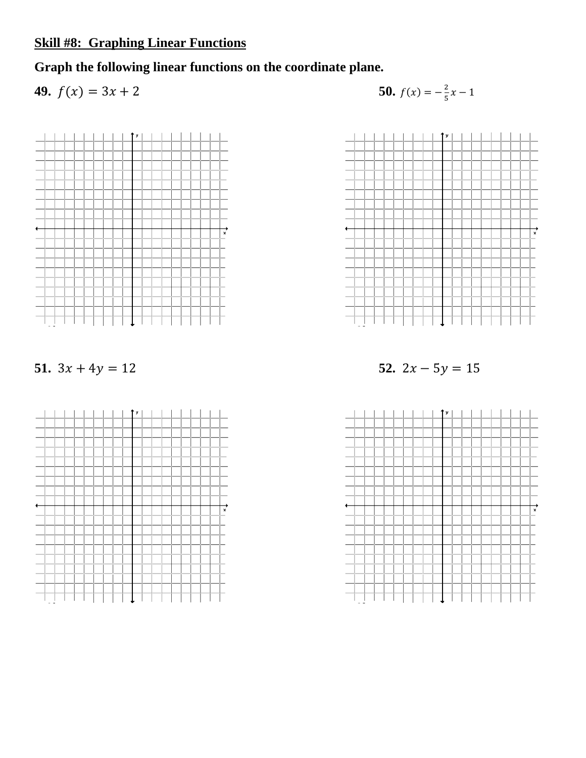**Skill #8: Graphing Linear Functions**

**Graph the following linear functions on the coordinate plane.**

**49.** $f(x) = 3x + 2$

**50.** $f(x) = -\frac{2}{5}x - 1$

**51.** $3x + 4y = 12$

**52.** $2x - 5y = 15$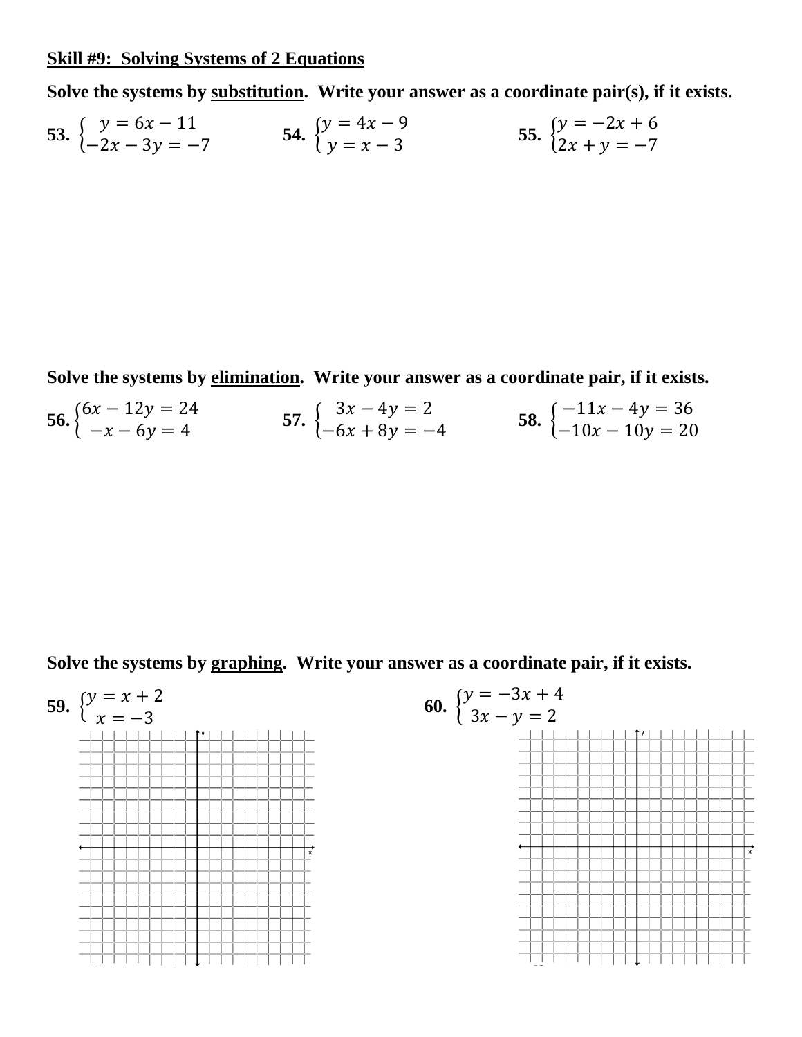**<u>Skill #9: Solving Systems of 2 Equations</u>**

**Solve the systems by <u>substitution</u>. Write your answer as a coordinate pair(s), if it exists.**

**53.** $\begin{cases} y = 6x - 11 \\ -2x - 3y = -7 \end{cases}$

**54.** $\begin{cases} y = 4x - 9 \\ y = x - 3 \end{cases}$

**55.** $\begin{cases} y = -2x + 6 \\ 2x + y = -7 \end{cases}$

**Solve the systems by <u>elimination</u>. Write your answer as a coordinate pair, if it exists.**

**56.** $\begin{cases} 6x - 12y = 24 \\ -x - 6y = 4 \end{cases}$

**57.** $\begin{cases} 3x - 4y = 2 \\ -6x + 8y = -4 \end{cases}$

**58.** $\begin{cases} -11x - 4y = 36 \\ -10x - 10y = 20 \end{cases}$

**Solve the systems by <u>graphing</u>. Write your answer as a coordinate pair, if it exists.**

**59.** $\begin{cases} y = x + 2 \\ x = -3 \end{cases}$

**60.** $\begin{cases} y = -3x + 4 \\ 3x - y = 2 \end{cases}$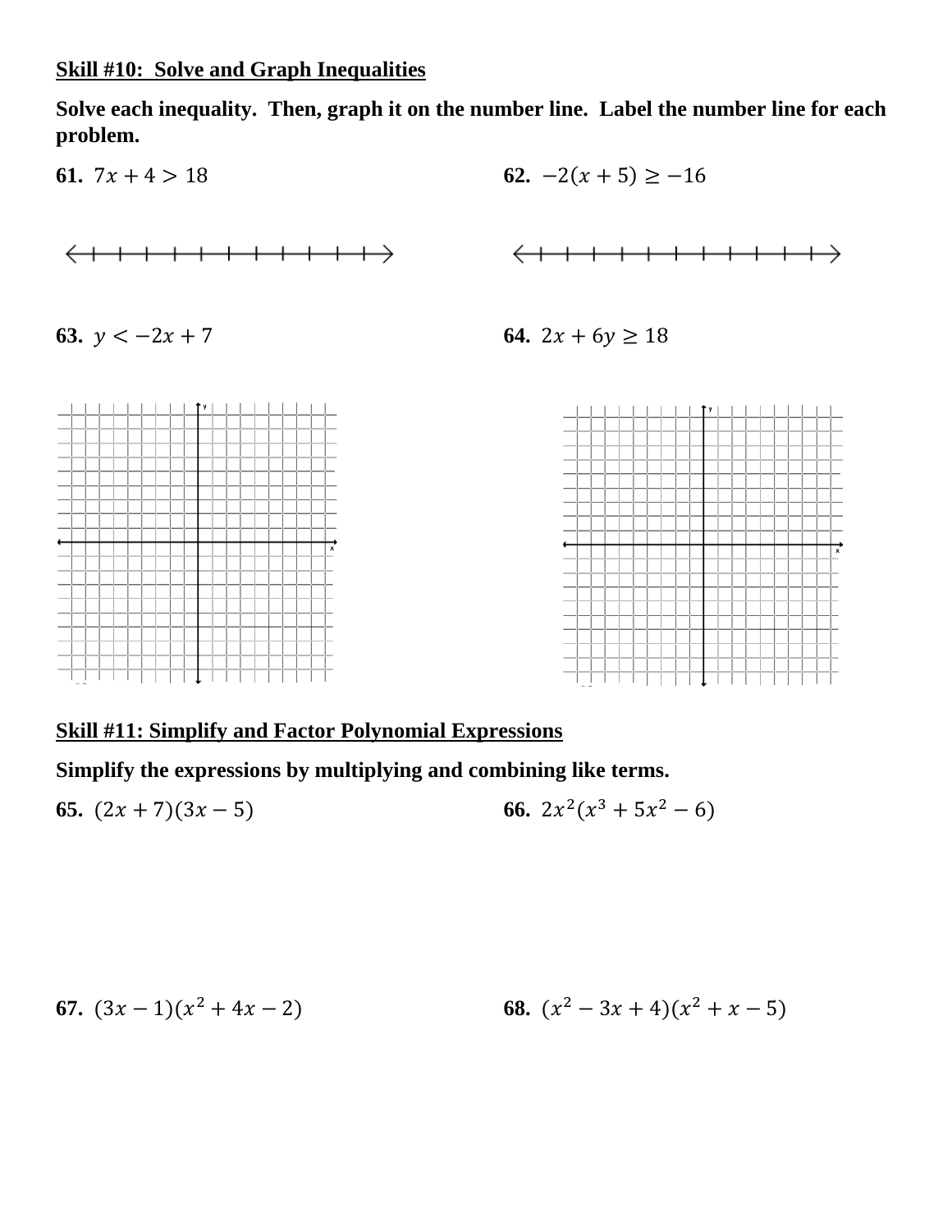**Skill #10: Solve and Graph Inequalities**

**Solve each inequality. Then, graph it on the number line. Label the number line for each problem.**

**61.** $7x + 4 > 18$

**62.** $-2(x + 5) \geq -16$

**63.** $y < -2x + 7$

**64.** $2x + 6y \geq 18$

**Skill #11: Simplify and Factor Polynomial Expressions**

**Simplify the expressions by multiplying and combining like terms.**

**65.** $(2x + 7)(3x - 5)$

**66.** $2x^2(x^3 + 5x^2 - 6)$

**67.** $(3x - 1)(x^2 + 4x - 2)$

**68.** $(x^2 - 3x + 4)(x^2 + x - 5)$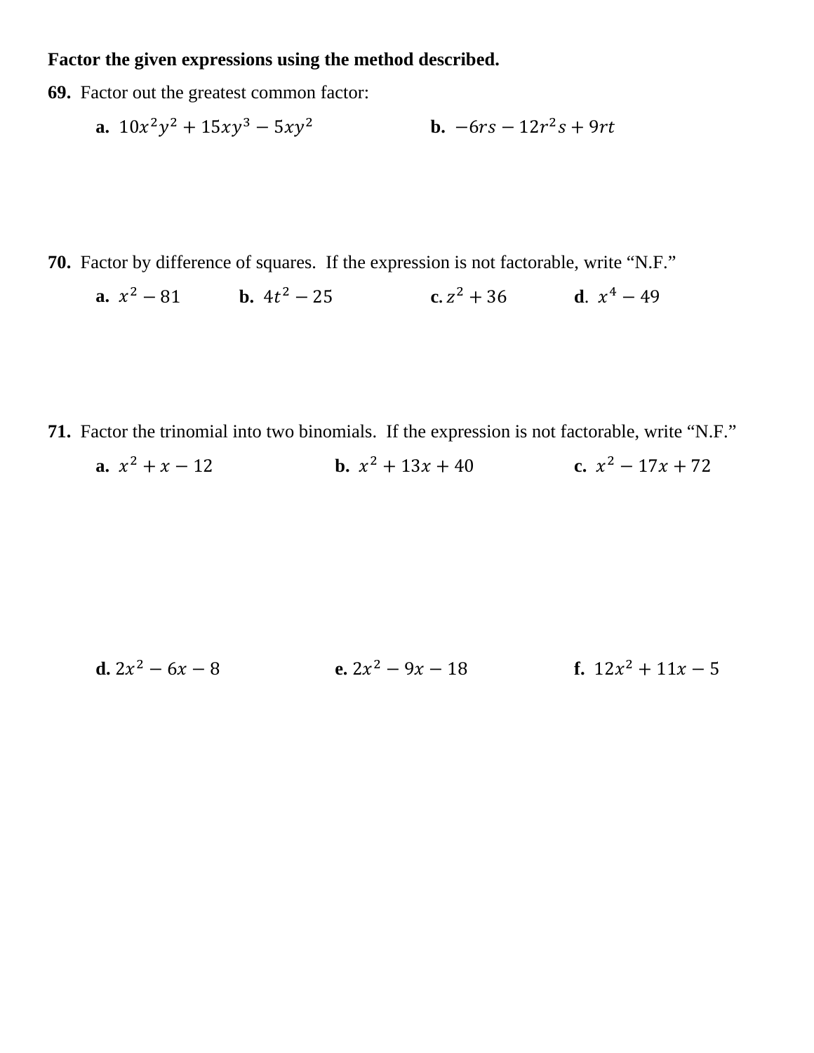**Factor the given expressions using the method described.**

**69.** Factor out the greatest common factor:

**a.** $10x^2y^2 + 15xy^3 - 5xy^2$

**b.** $-6rs - 12r^2s + 9rt$

**70.** Factor by difference of squares. If the expression is not factorable, write "N.F."

**a.** $x^2 - 81$

**b.** $4t^2 - 25$

**c.** $z^2 + 36$

**d.** $x^4 - 49$

**71.** Factor the trinomial into two binomials. If the expression is not factorable, write "N.F."

**a.** $x^2 + x - 12$

**b.** $x^2 + 13x + 40$

**c.** $x^2 - 17x + 72$

**d.** $2x^2 - 6x - 8$

**e.** $2x^2 - 9x - 18$

**f.** $12x^2 + 11x - 5$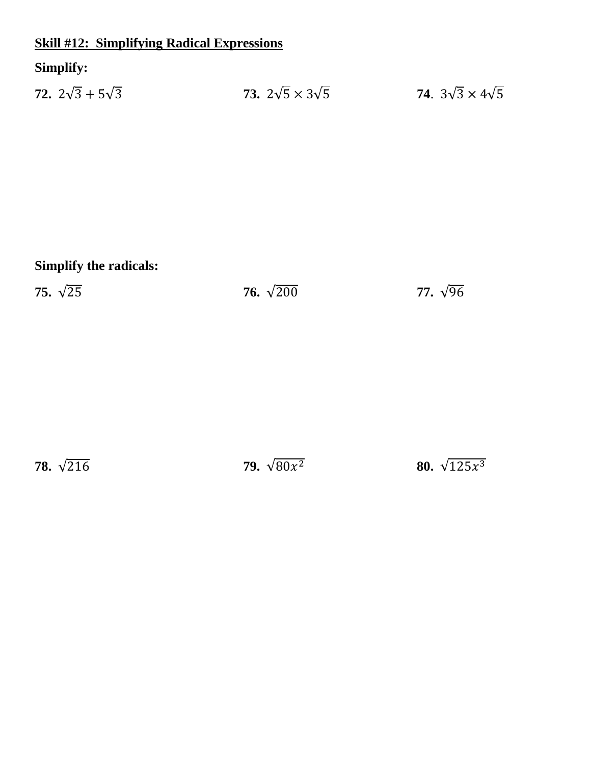**<u>Skill #12: Simplifying Radical Expressions</u>**

**Simplify:**

**72.** $2\sqrt{3} + 5\sqrt{3}$

**73.** $2\sqrt{5} \times 3\sqrt{5}$

**74**. $3\sqrt{3} \times 4\sqrt{5}$

**Simplify the radicals:**

**75.** $\sqrt{25}$

**76.** $\sqrt{200}$

**77.** $\sqrt{96}$

**78.** $\sqrt{216}$

**79.** $\sqrt{80x^2}$

**80.** $\sqrt{125x^3}$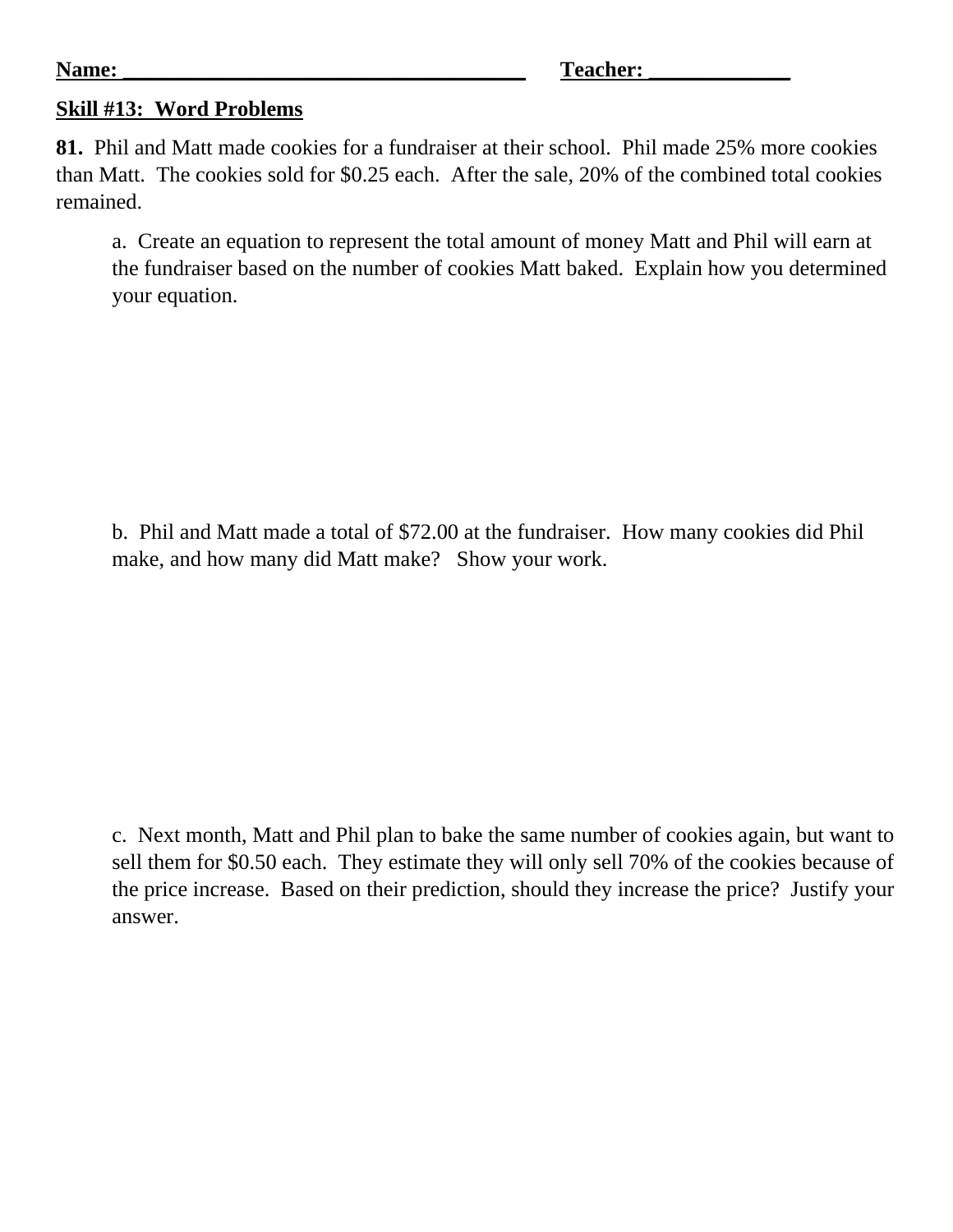**Name: ____________________________________** **Teacher: _____________**

**Skill #13: Word Problems**

**81.** Phil and Matt made cookies for a fundraiser at their school. Phil made 25% more cookies than Matt. The cookies sold for $0.25 each. After the sale, 20% of the combined total cookies remained.

a. Create an equation to represent the total amount of money Matt and Phil will earn at the fundraiser based on the number of cookies Matt baked. Explain how you determined your equation.

b. Phil and Matt made a total of $72.00 at the fundraiser. How many cookies did Phil make, and how many did Matt make? Show your work.

c. Next month, Matt and Phil plan to bake the same number of cookies again, but want to sell them for $0.50 each. They estimate they will only sell 70% of the cookies because of the price increase. Based on their prediction, should they increase the price? Justify your answer.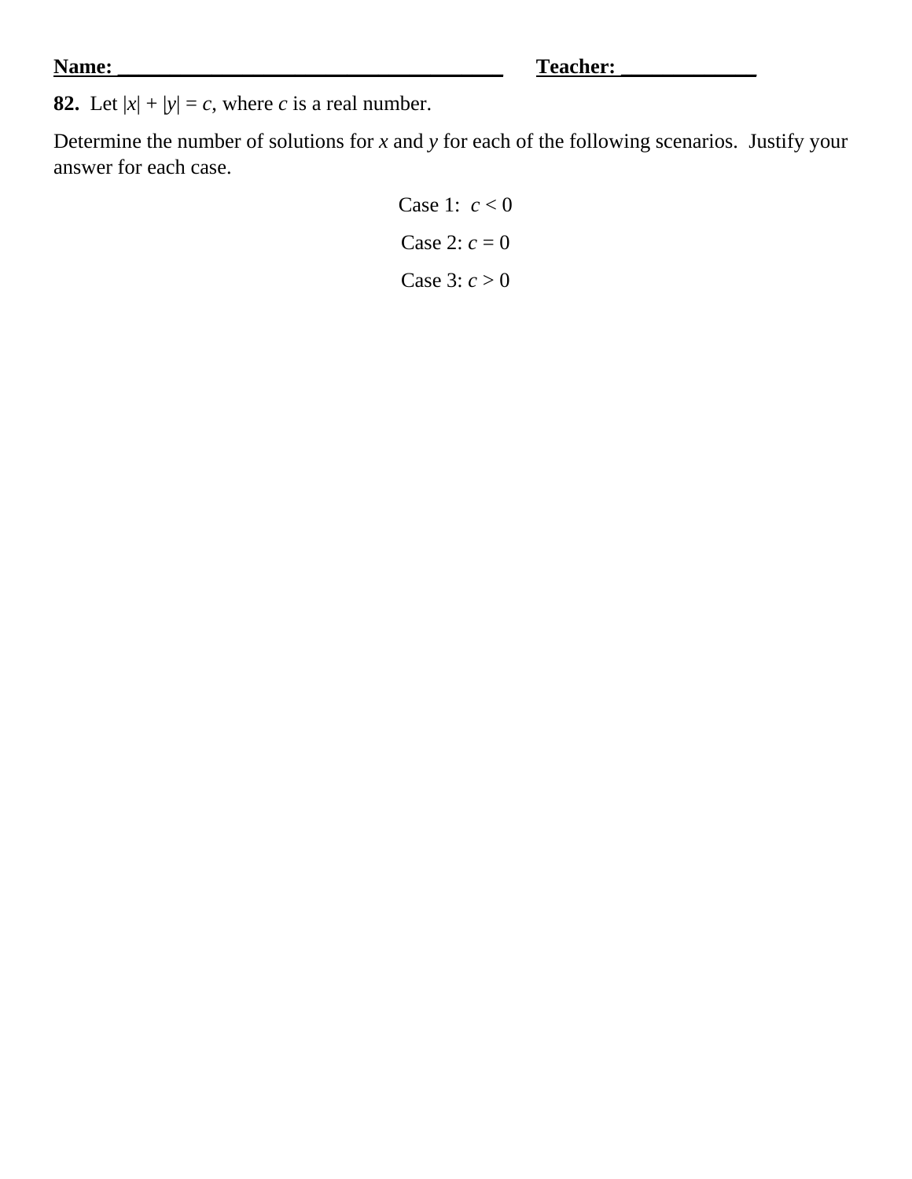**Name: ______________________________________ Teacher: _____________**

**82.** Let $|x| + |y| = c$, where $c$ is a real number.

Determine the number of solutions for $x$ and $y$ for each of the following scenarios. Justify your answer for each case.

Case 1: $c < 0$

Case 2: $c = 0$

Case 3: $c > 0$